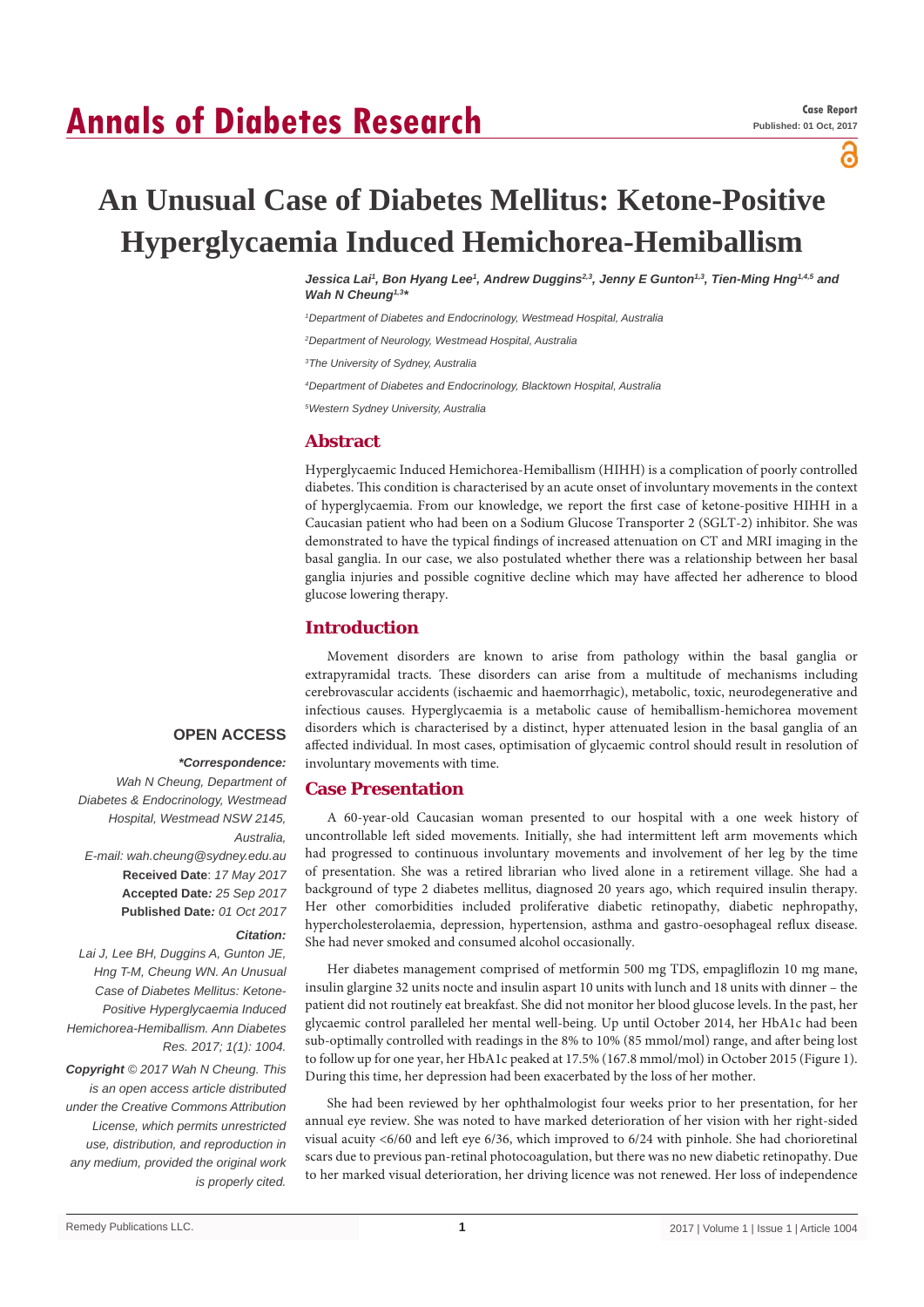# An Unusual Case of Diabetes Mellitus: Ketone-Positive Hyperglycaemia Induced Hemichorea-Hemiballism

*Jessica Lai[1], Bon Hyang Lee[1], Andrew Duggins[2,3], Jenny E Gunton[1,3], Tien-Ming Hng[1,4,5] and Wah N Cheung[1,3]\**

[1]Department of Diabetes and Endocrinology, Westmead Hospital, Australia

[2]Department of Neurology, Westmead Hospital, Australia

[3]The University of Sydney, Australia

[4]Department of Diabetes and Endocrinology, Blacktown Hospital, Australia

[5]Western Sydney University, Australia

## Abstract

Hyperglycaemic Induced Hemichorea-Hemiballism (HIHH) is a complication of poorly controlled diabetes. This condition is characterised by an acute onset of involuntary movements in the context of hyperglycaemia. From our knowledge, we report the first case of ketone-positive HIHH in a Caucasian patient who had been on a Sodium Glucose Transporter 2 (SGLT-2) inhibitor. She was demonstrated to have the typical findings of increased attenuation on CT and MRI imaging in the basal ganglia. In our case, we also postulated whether there was a relationship between her basal ganglia injuries and possible cognitive decline which may have affected her adherence to blood glucose lowering therapy.

## Introduction

Movement disorders are known to arise from pathology within the basal ganglia or extrapyramidal tracts. These disorders can arise from a multitude of mechanisms including cerebrovascular accidents (ischaemic and haemorrhagic), metabolic, toxic, neurodegenerative and infectious causes. Hyperglycaemia is a metabolic cause of hemiballism-hemichorea movement disorders which is characterised by a distinct, hyper attenuated lesion in the basal ganglia of an affected individual. In most cases, optimisation of glycaemic control should result in resolution of involuntary movements with time.

## Case Presentation

A 60-year-old Caucasian woman presented to our hospital with a one week history of uncontrollable left sided movements. Initially, she had intermittent left arm movements which had progressed to continuous involuntary movements and involvement of her leg by the time of presentation. She was a retired librarian who lived alone in a retirement village. She had a background of type 2 diabetes mellitus, diagnosed 20 years ago, which required insulin therapy. Her other comorbidities included proliferative diabetic retinopathy, diabetic nephropathy, hypercholesterolaemia, depression, hypertension, asthma and gastro-oesophageal reflux disease. She had never smoked and consumed alcohol occasionally.

Her diabetes management comprised of metformin 500 mg TDS, empagliflozin 10 mg mane, insulin glargine 32 units nocte and insulin aspart 10 units with lunch and 18 units with dinner – the patient did not routinely eat breakfast. She did not monitor her blood glucose levels. In the past, her glycaemic control paralleled her mental well-being. Up until October 2014, her HbA1c had been sub-optimally controlled with readings in the 8% to 10% (85 mmol/mol) range, and after being lost to follow up for one year, her HbA1c peaked at 17.5% (167.8 mmol/mol) in October 2015 (Figure 1). During this time, her depression had been exacerbated by the loss of her mother.

She had been reviewed by her ophthalmologist four weeks prior to her presentation, for her annual eye review. She was noted to have marked deterioration of her vision with her right-sided visual acuity <6/60 and left eye 6/36, which improved to 6/24 with pinhole. She had chorioretinal scars due to previous pan-retinal photocoagulation, but there was no new diabetic retinopathy. Due to her marked visual deterioration, her driving licence was not renewed. Her loss of independence

**OPEN ACCESS**

***Correspondence:***

*Wah N Cheung, Department of Diabetes & Endocrinology, Westmead Hospital, Westmead NSW 2145, Australia,*

*E-mail: wah.cheung@sydney.edu.au*

**Received Date**: *17 May 2017*

**Accepted Date:** *25 Sep 2017*

**Published Date:** *01 Oct 2017*

***Citation:***

*Lai J, Lee BH, Duggins A, Gunton JE, Hng T-M, Cheung WN. An Unusual Case of Diabetes Mellitus: Ketone-Positive Hyperglycaemia Induced Hemichorea-Hemiballism. Ann Diabetes Res. 2017; 1(1): 1004.*

***Copyright** © 2017 Wah N Cheung. This is an open access article distributed under the Creative Commons Attribution License, which permits unrestricted use, distribution, and reproduction in any medium, provided the original work is properly cited.*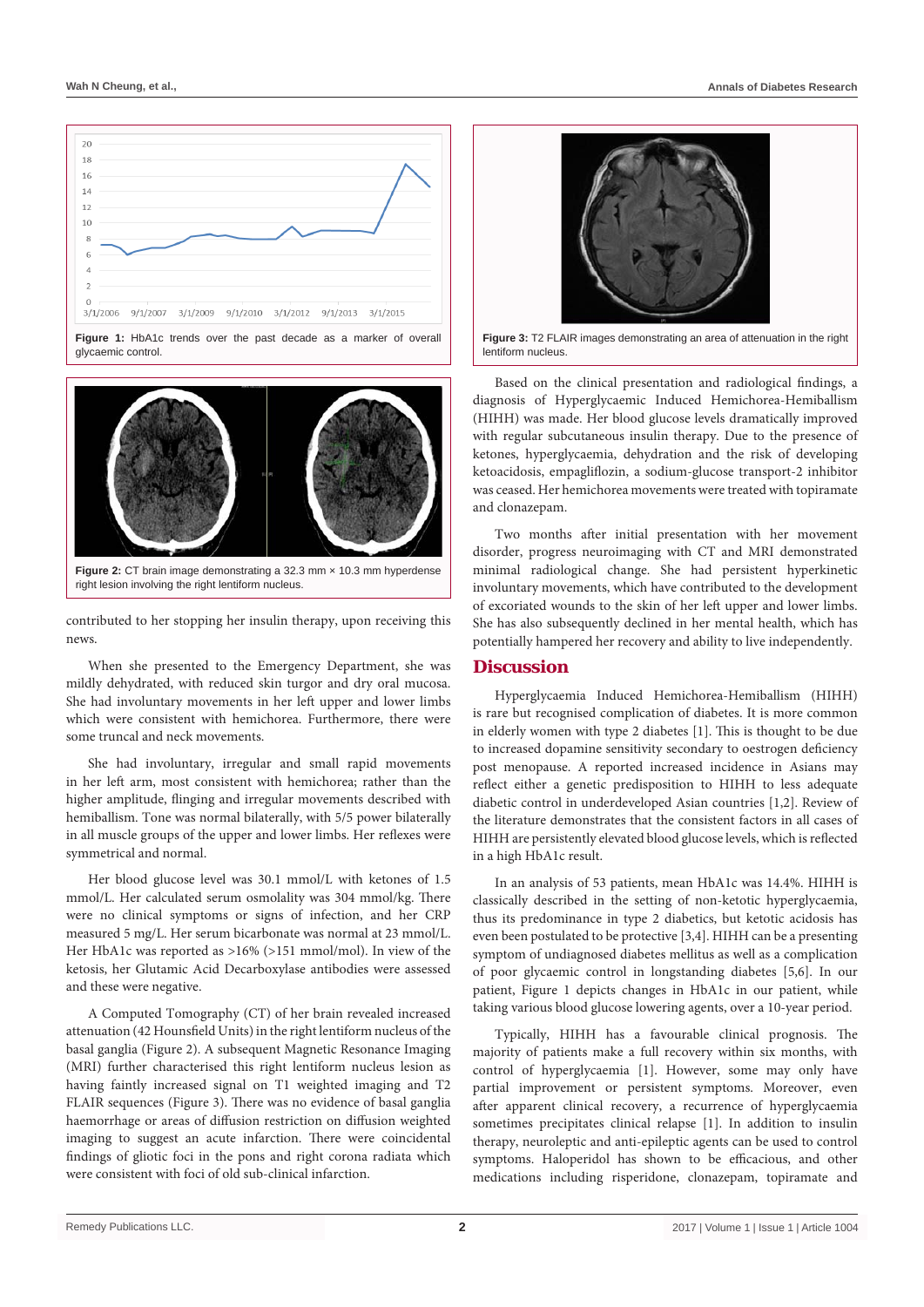Figure 1: HbA1c trends over the past decade as a marker of overall glycaemic control.

Figure 2: CT brain image demonstrating a 32.3 mm × 10.3 mm hyperdense right lesion involving the right lentiform nucleus.

contributed to her stopping her insulin therapy, upon receiving this news.

When she presented to the Emergency Department, she was mildly dehydrated, with reduced skin turgor and dry oral mucosa. She had involuntary movements in her left upper and lower limbs which were consistent with hemichorea. Furthermore, there were some truncal and neck movements.

She had involuntary, irregular and small rapid movements in her left arm, most consistent with hemichorea; rather than the higher amplitude, flinging and irregular movements described with hemiballism. Tone was normal bilaterally, with 5/5 power bilaterally in all muscle groups of the upper and lower limbs. Her reflexes were symmetrical and normal.

Her blood glucose level was 30.1 mmol/L with ketones of 1.5 mmol/L. Her calculated serum osmolality was 304 mmol/kg. There were no clinical symptoms or signs of infection, and her CRP measured 5 mg/L. Her serum bicarbonate was normal at 23 mmol/L. Her HbA1c was reported as >16% (>151 mmol/mol). In view of the ketosis, her Glutamic Acid Decarboxylase antibodies were assessed and these were negative.

A Computed Tomography (CT) of her brain revealed increased attenuation (42 Hounsfield Units) in the right lentiform nucleus of the basal ganglia (Figure 2). A subsequent Magnetic Resonance Imaging (MRI) further characterised this right lentiform nucleus lesion as having faintly increased signal on T1 weighted imaging and T2 FLAIR sequences (Figure 3). There was no evidence of basal ganglia haemorrhage or areas of diffusion restriction on diffusion weighted imaging to suggest an acute infarction. There were coincidental findings of gliotic foci in the pons and right corona radiata which were consistent with foci of old sub-clinical infarction.

Figure 3: T2 FLAIR images demonstrating an area of attenuation in the right lentiform nucleus.

Based on the clinical presentation and radiological findings, a diagnosis of Hyperglycaemic Induced Hemichorea-Hemiballism (HIHH) was made. Her blood glucose levels dramatically improved with regular subcutaneous insulin therapy. Due to the presence of ketones, hyperglycaemia, dehydration and the risk of developing ketoacidosis, empagliflozin, a sodium-glucose transport-2 inhibitor was ceased. Her hemichorea movements were treated with topiramate and clonazepam.

Two months after initial presentation with her movement disorder, progress neuroimaging with CT and MRI demonstrated minimal radiological change. She had persistent hyperkinetic involuntary movements, which have contributed to the development of excoriated wounds to the skin of her left upper and lower limbs. She has also subsequently declined in her mental health, which has potentially hampered her recovery and ability to live independently.

## Discussion

Hyperglycaemia Induced Hemichorea-Hemiballism (HIHH) is rare but recognised complication of diabetes. It is more common in elderly women with type 2 diabetes [1]. This is thought to be due to increased dopamine sensitivity secondary to oestrogen deficiency post menopause. A reported increased incidence in Asians may reflect either a genetic predisposition to HIHH to less adequate diabetic control in underdeveloped Asian countries [1,2]. Review of the literature demonstrates that the consistent factors in all cases of HIHH are persistently elevated blood glucose levels, which is reflected in a high HbA1c result.

In an analysis of 53 patients, mean HbA1c was 14.4%. HIHH is classically described in the setting of non-ketotic hyperglycaemia, thus its predominance in type 2 diabetics, but ketotic acidosis has even been postulated to be protective [3,4]. HIHH can be a presenting symptom of undiagnosed diabetes mellitus as well as a complication of poor glycaemic control in longstanding diabetes [5,6]. In our patient, Figure 1 depicts changes in HbA1c in our patient, while taking various blood glucose lowering agents, over a 10-year period.

Typically, HIHH has a favourable clinical prognosis. The majority of patients make a full recovery within six months, with control of hyperglycaemia [1]. However, some may only have partial improvement or persistent symptoms. Moreover, even after apparent clinical recovery, a recurrence of hyperglycaemia sometimes precipitates clinical relapse [1]. In addition to insulin therapy, neuroleptic and anti-epileptic agents can be used to control symptoms. Haloperidol has shown to be efficacious, and other medications including risperidone, clonazepam, topiramate and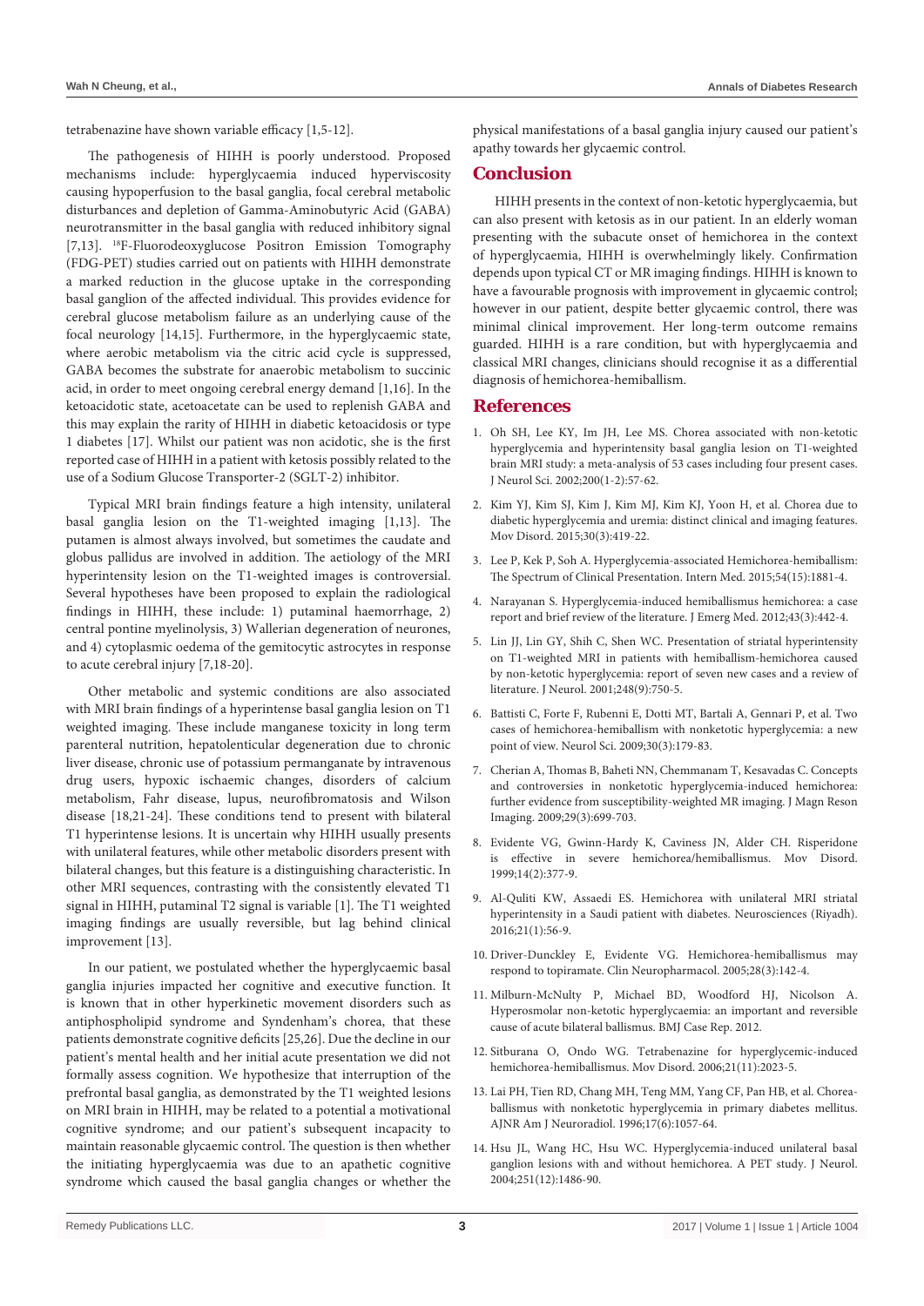tetrabenazine have shown variable efficacy [1,5-12].

The pathogenesis of HIHH is poorly understood. Proposed mechanisms include: hyperglycaemia induced hyperviscosity causing hypoperfusion to the basal ganglia, focal cerebral metabolic disturbances and depletion of Gamma-Aminobutyric Acid (GABA) neurotransmitter in the basal ganglia with reduced inhibitory signal [7,13]. $^{18}$F-Fluorodeoxyglucose Positron Emission Tomography (FDG-PET) studies carried out on patients with HIHH demonstrate a marked reduction in the glucose uptake in the corresponding basal ganglion of the affected individual. This provides evidence for cerebral glucose metabolism failure as an underlying cause of the focal neurology [14,15]. Furthermore, in the hyperglycaemic state, where aerobic metabolism via the citric acid cycle is suppressed, GABA becomes the substrate for anaerobic metabolism to succinic acid, in order to meet ongoing cerebral energy demand [1,16]. In the ketoacidotic state, acetoacetate can be used to replenish GABA and this may explain the rarity of HIHH in diabetic ketoacidosis or type 1 diabetes [17]. Whilst our patient was non acidotic, she is the first reported case of HIHH in a patient with ketosis possibly related to the use of a Sodium Glucose Transporter-2 (SGLT-2) inhibitor.

Typical MRI brain findings feature a high intensity, unilateral basal ganglia lesion on the T1-weighted imaging [1,13]. The putamen is almost always involved, but sometimes the caudate and globus pallidus are involved in addition. The aetiology of the MRI hyperintensity lesion on the T1-weighted images is controversial. Several hypotheses have been proposed to explain the radiological findings in HIHH, these include: 1) putaminal haemorrhage, 2) central pontine myelinolysis, 3) Wallerian degeneration of neurones, and 4) cytoplasmic oedema of the gemitocytic astrocytes in response to acute cerebral injury [7,18-20].

Other metabolic and systemic conditions are also associated with MRI brain findings of a hyperintense basal ganglia lesion on T1 weighted imaging. These include manganese toxicity in long term parenteral nutrition, hepatolenticular degeneration due to chronic liver disease, chronic use of potassium permanganate by intravenous drug users, hypoxic ischaemic changes, disorders of calcium metabolism, Fahr disease, lupus, neurofibromatosis and Wilson disease [18,21-24]. These conditions tend to present with bilateral T1 hyperintense lesions. It is uncertain why HIHH usually presents with unilateral features, while other metabolic disorders present with bilateral changes, but this feature is a distinguishing characteristic. In other MRI sequences, contrasting with the consistently elevated T1 signal in HIHH, putaminal T2 signal is variable [1]. The T1 weighted imaging findings are usually reversible, but lag behind clinical improvement [13].

In our patient, we postulated whether the hyperglycaemic basal ganglia injuries impacted her cognitive and executive function. It is known that in other hyperkinetic movement disorders such as antiphospholipid syndrome and Syndenham's chorea, that these patients demonstrate cognitive deficits [25,26]. Due the decline in our patient's mental health and her initial acute presentation we did not formally assess cognition. We hypothesize that interruption of the prefrontal basal ganglia, as demonstrated by the T1 weighted lesions on MRI brain in HIHH, may be related to a potential a motivational cognitive syndrome; and our patient's subsequent incapacity to maintain reasonable glycaemic control. The question is then whether the initiating hyperglycaemia was due to an apathetic cognitive syndrome which caused the basal ganglia changes or whether the physical manifestations of a basal ganglia injury caused our patient's apathy towards her glycaemic control.

## Conclusion

HIHH presents in the context of non-ketotic hyperglycaemia, but can also present with ketosis as in our patient. In an elderly woman presenting with the subacute onset of hemichorea in the context of hyperglycaemia, HIHH is overwhelmingly likely. Confirmation depends upon typical CT or MR imaging findings. HIHH is known to have a favourable prognosis with improvement in glycaemic control; however in our patient, despite better glycaemic control, there was minimal clinical improvement. Her long-term outcome remains guarded. HIHH is a rare condition, but with hyperglycaemia and classical MRI changes, clinicians should recognise it as a differential diagnosis of hemichorea-hemiballism.

## References

1. Oh SH, Lee KY, Im JH, Lee MS. Chorea associated with non-ketotic hyperglycemia and hyperintensity basal ganglia lesion on T1-weighted brain MRI study: a meta-analysis of 53 cases including four present cases. J Neurol Sci. 2002;200(1-2):57-62.
2. Kim YJ, Kim SJ, Kim J, Kim MJ, Kim KJ, Yoon H, et al. Chorea due to diabetic hyperglycemia and uremia: distinct clinical and imaging features. Mov Disord. 2015;30(3):419-22.
3. Lee P, Kek P, Soh A. Hyperglycemia-associated Hemichorea-hemiballism: The Spectrum of Clinical Presentation. Intern Med. 2015;54(15):1881-4.
4. Narayanan S. Hyperglycemia-induced hemiballismus hemichorea: a case report and brief review of the literature. J Emerg Med. 2012;43(3):442-4.
5. Lin JJ, Lin GY, Shih C, Shen WC. Presentation of striatal hyperintensity on T1-weighted MRI in patients with hemiballism-hemichorea caused by non-ketotic hyperglycemia: report of seven new cases and a review of literature. J Neurol. 2001;248(9):750-5.
6. Battisti C, Forte F, Rubenni E, Dotti MT, Bartali A, Gennari P, et al. Two cases of hemichorea-hemiballism with nonketotic hyperglycemia: a new point of view. Neurol Sci. 2009;30(3):179-83.
7. Cherian A, Thomas B, Baheti NN, Chemmanam T, Kesavadas C. Concepts and controversies in nonketotic hyperglycemia-induced hemichorea: further evidence from susceptibility-weighted MR imaging. J Magn Reson Imaging. 2009;29(3):699-703.
8. Evidente VG, Gwinn-Hardy K, Caviness JN, Alder CH. Risperidone is effective in severe hemichorea/hemiballismus. Mov Disord. 1999;14(2):377-9.
9. Al-Quliti KW, Assaedi ES. Hemichorea with unilateral MRI striatal hyperintensity in a Saudi patient with diabetes. Neurosciences (Riyadh). 2016;21(1):56-9.
10. Driver-Dunckley E, Evidente VG. Hemichorea-hemiballismus may respond to topiramate. Clin Neuropharmacol. 2005;28(3):142-4.
11. Milburn-McNulty P, Michael BD, Woodford HJ, Nicolson A. Hyperosmolar non-ketotic hyperglycaemia: an important and reversible cause of acute bilateral ballismus. BMJ Case Rep. 2012.
12. Sitburana O, Ondo WG. Tetrabenazine for hyperglycemic-induced hemichorea-hemiballismus. Mov Disord. 2006;21(11):2023-5.
13. Lai PH, Tien RD, Chang MH, Teng MM, Yang CF, Pan HB, et al. Chorea-ballismus with nonketotic hyperglycemia in primary diabetes mellitus. AJNR Am J Neuroradiol. 1996;17(6):1057-64.
14. Hsu JL, Wang HC, Hsu WC. Hyperglycemia-induced unilateral basal ganglion lesions with and without hemichorea. A PET study. J Neurol. 2004;251(12):1486-90.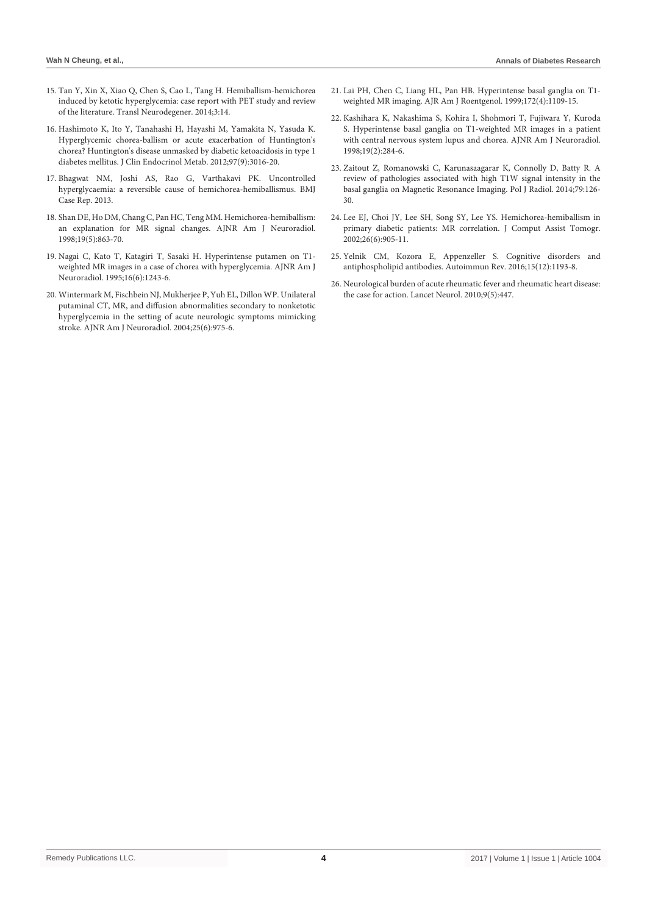15. Tan Y, Xin X, Xiao Q, Chen S, Cao L, Tang H. Hemiballism-hemichorea induced by ketotic hyperglycemia: case report with PET study and review of the literature. Transl Neurodegener. 2014;3:14.

16. Hashimoto K, Ito Y, Tanahashi H, Hayashi M, Yamakita N, Yasuda K. Hyperglycemic chorea-ballism or acute exacerbation of Huntington's chorea? Huntington's disease unmasked by diabetic ketoacidosis in type 1 diabetes mellitus. J Clin Endocrinol Metab. 2012;97(9):3016-20.

17. Bhagwat NM, Joshi AS, Rao G, Varthakavi PK. Uncontrolled hyperglycaemia: a reversible cause of hemichorea-hemiballismus. BMJ Case Rep. 2013.

18. Shan DE, Ho DM, Chang C, Pan HC, Teng MM. Hemichorea-hemiballism: an explanation for MR signal changes. AJNR Am J Neuroradiol. 1998;19(5):863-70.

19. Nagai C, Kato T, Katagiri T, Sasaki H. Hyperintense putamen on T1-weighted MR images in a case of chorea with hyperglycemia. AJNR Am J Neuroradiol. 1995;16(6):1243-6.

20. Wintermark M, Fischbein NJ, Mukherjee P, Yuh EL, Dillon WP. Unilateral putaminal CT, MR, and diffusion abnormalities secondary to nonketotic hyperglycemia in the setting of acute neurologic symptoms mimicking stroke. AJNR Am J Neuroradiol. 2004;25(6):975-6.

21. Lai PH, Chen C, Liang HL, Pan HB. Hyperintense basal ganglia on T1-weighted MR imaging. AJR Am J Roentgenol. 1999;172(4):1109-15.

22. Kashihara K, Nakashima S, Kohira I, Shohmori T, Fujiwara Y, Kuroda S. Hyperintense basal ganglia on T1-weighted MR images in a patient with central nervous system lupus and chorea. AJNR Am J Neuroradiol. 1998;19(2):284-6.

23. Zaitout Z, Romanowski C, Karunasaagarar K, Connolly D, Batty R. A review of pathologies associated with high T1W signal intensity in the basal ganglia on Magnetic Resonance Imaging. Pol J Radiol. 2014;79:126-30.

24. Lee EJ, Choi JY, Lee SH, Song SY, Lee YS. Hemichorea-hemiballism in primary diabetic patients: MR correlation. J Comput Assist Tomogr. 2002;26(6):905-11.

25. Yelnik CM, Kozora E, Appenzeller S. Cognitive disorders and antiphospholipid antibodies. Autoimmun Rev. 2016;15(12):1193-8.

26. Neurological burden of acute rheumatic fever and rheumatic heart disease: the case for action. Lancet Neurol. 2010;9(5):447.